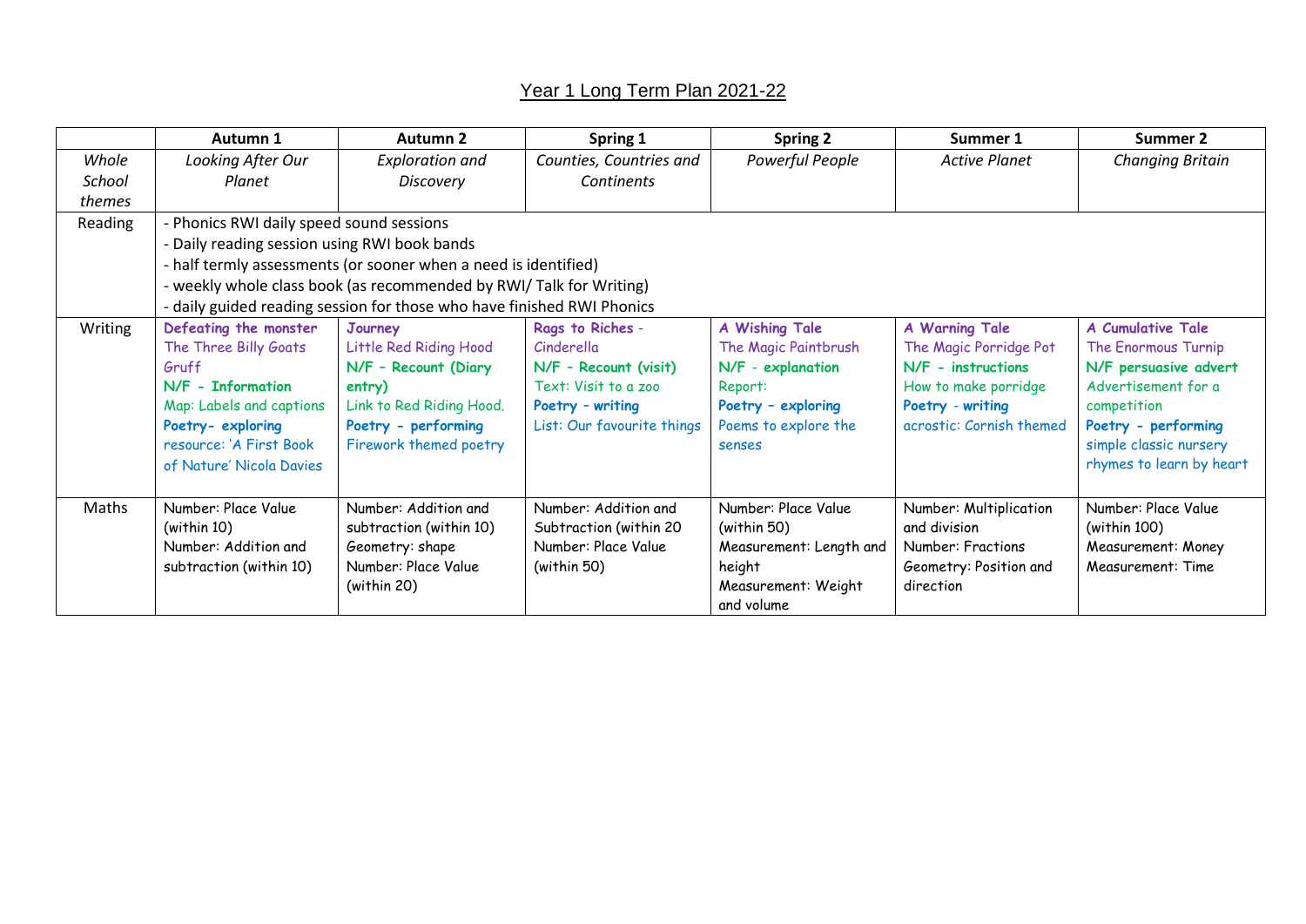# Year 1 Long Term Plan 2021-22

| | Autumn 1 | Autumn 2 | Spring 1 | Spring 2 | Summer 1 | Summer 2 |
|---|---|---|---|---|---|---|
| *Whole School themes* | *Looking After Our Planet* | *Exploration and Discovery* | *Counties, Countries and Continents* | *Powerful People* | *Active Planet* | *Changing Britain* |
| Reading | - Phonics RWI daily speed sound sessions<br>- Daily reading session using RWI book bands<br>- half termly assessments (or sooner when a need is identified)<br>- weekly whole class book (as recommended by RWI/ Talk for Writing)<br>- daily guided reading session for those who have finished RWI Phonics | | | | | |
| Writing | **Defeating the monster**<br>The Three Billy Goats Gruff<br>**N/F - Information**<br>Map: Labels and captions<br>**Poetry- exploring**<br>resource: 'A First Book of Nature' Nicola Davies | **Journey**<br>Little Red Riding Hood<br>**N/F – Recount (Diary entry)**<br>Link to Red Riding Hood.<br>**Poetry - performing**<br>Firework themed poetry | **Rags to Riches** -<br>Cinderella<br>**N/F – Recount (visit)**<br>Text: Visit to a zoo<br>**Poetry – writing**<br>List: Our favourite things | **A Wishing Tale**<br>The Magic Paintbrush<br>**N/F - explanation**<br>Report:<br>**Poetry – exploring**<br>Poems to explore the senses | **A Warning Tale**<br>The Magic Porridge Pot<br>**N/F - instructions**<br>How to make porridge<br>**Poetry - writing**<br>acrostic: Cornish themed | **A Cumulative Tale**<br>The Enormous Turnip<br>**N/F persuasive advert**<br>Advertisement for a competition<br>**Poetry - performing**<br>simple classic nursery rhymes to learn by heart |
| Maths | Number: Place Value (within 10)<br>Number: Addition and subtraction (within 10) | Number: Addition and subtraction (within 10)<br>Geometry: shape<br>Number: Place Value (within 20) | Number: Addition and Subtraction (within 20<br>Number: Place Value (within 50) | Number: Place Value (within 50)<br>Measurement: Length and height<br>Measurement: Weight and volume | Number: Multiplication and division<br>Number: Fractions<br>Geometry: Position and direction | Number: Place Value (within 100)<br>Measurement: Money<br>Measurement: Time |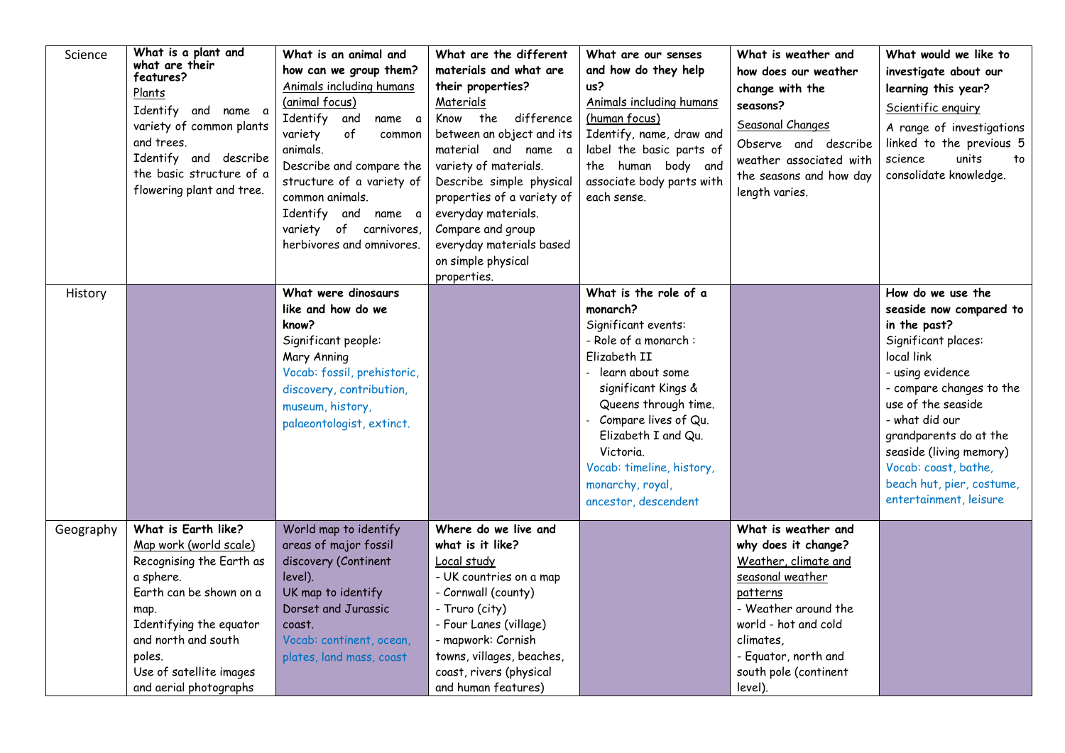| | | | | | | |
|---|---|---|---|---|---|---|
| Science | **What is a plant and what are their features?**<br>Plants<br>Identify and name a variety of common plants and trees.<br>Identify and describe the basic structure of a flowering plant and tree. | **What is an animal and how can we group them?**<br>Animals including humans (animal focus)<br>Identify and name a variety of common animals.<br>Describe and compare the structure of a variety of common animals.<br>Identify and name a variety of carnivores, herbivores and omnivores. | **What are the different materials and what are their properties?**<br>Materials<br>Know the difference between an object and its material and name a variety of materials.<br>Describe simple physical properties of a variety of everyday materials.<br>Compare and group everyday materials based on simple physical properties. | **What are our senses and how do they help us?**<br>Animals including humans (human focus)<br>Identify, name, draw and label the basic parts of the human body and associate body parts with each sense. | **What is weather and how does our weather change with the seasons?**<br>Seasonal Changes<br>Observe and describe weather associated with the seasons and how day length varies. | **What would we like to investigate about our learning this year?**<br>Scientific enquiry<br>A range of investigations linked to the previous 5 science units to consolidate knowledge. |
| History | | **What were dinosaurs like and how do we know?**<br>Significant people:<br>Mary Anning<br>Vocab: fossil, prehistoric, discovery, contribution, museum, history, palaeontologist, extinct. | | **What is the role of a monarch?**<br>Significant events:<br>- Role of a monarch : Elizabeth II<br>- learn about some significant Kings & Queens through time.<br>- Compare lives of Qu. Elizabeth I and Qu. Victoria.<br>Vocab: timeline, history, monarchy, royal, ancestor, descendent | | **How do we use the seaside now compared to in the past?**<br>Significant places:<br>local link<br>- using evidence<br>- compare changes to the use of the seaside<br>- what did our grandparents do at the seaside (living memory)<br>Vocab: coast, bathe, beach hut, pier, costume, entertainment, leisure |
| Geography | **What is Earth like?**<br>Map work (world scale)<br>Recognising the Earth as a sphere.<br>Earth can be shown on a map.<br>Identifying the equator and north and south poles.<br>Use of satellite images and aerial photographs | World map to identify areas of major fossil discovery (Continent level).<br>UK map to identify Dorset and Jurassic coast.<br>Vocab: continent, ocean, plates, land mass, coast | **Where do we live and what is it like?**<br>Local study<br>- UK countries on a map<br>- Cornwall (county)<br>- Truro (city)<br>- Four Lanes (village)<br>- mapwork: Cornish towns, villages, beaches, coast, rivers (physical and human features) | | **What is weather and why does it change?**<br>Weather, climate and seasonal weather patterns<br>- Weather around the world - hot and cold climates,<br>- Equator, north and south pole (continent level). | |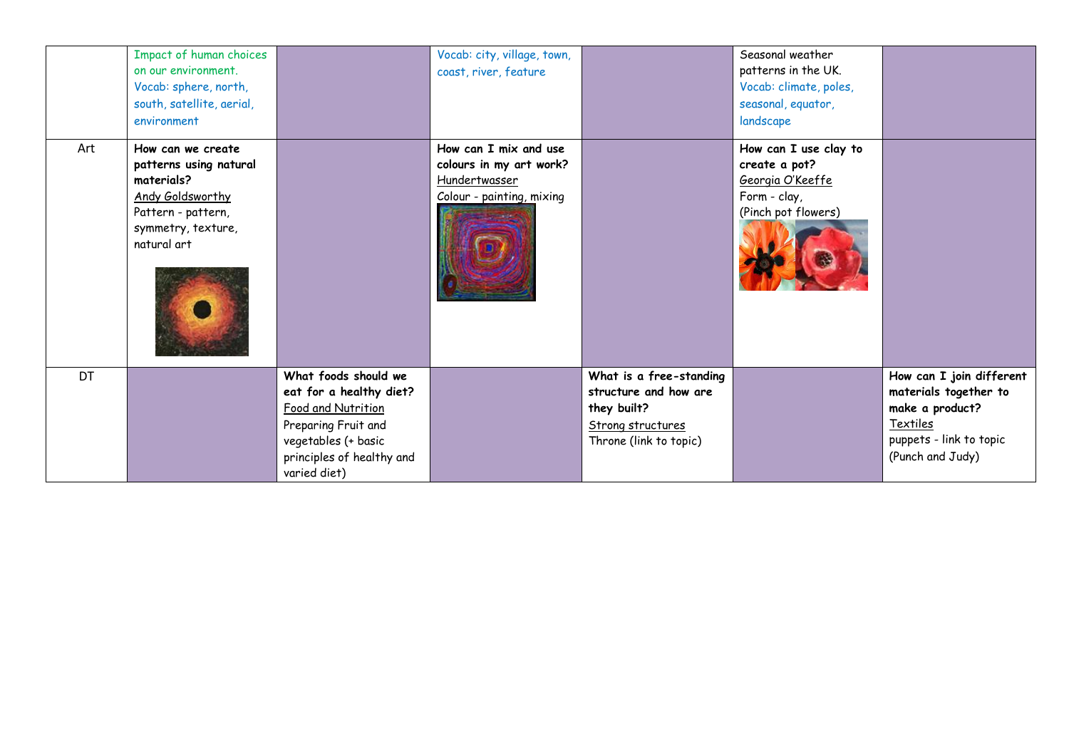|  |  |  |  |  |  |  |
|---|---|---|---|---|---|---|
|  | Impact of human choices on our environment. Vocab: sphere, north, south, satellite, aerial, environment |  | Vocab: city, village, town, coast, river, feature |  | Seasonal weather patterns in the UK. Vocab: climate, poles, seasonal, equator, landscape |  |
| Art | **How can we create patterns using natural materials?** Andy Goldsworthy Pattern - pattern, symmetry, texture, natural art |  | **How can I mix and use colours in my art work?** Hundertwasser Colour - painting, mixing |  | **How can I use clay to create a pot?** Georgia O'Keeffe Form - clay, (Pinch pot flowers) |  |
| DT |  | **What foods should we eat for a healthy diet?** Food and Nutrition Preparing Fruit and vegetables (+ basic principles of healthy and varied diet) |  | **What is a free-standing structure and how are they built?** Strong structures Throne (link to topic) |  | **How can I join different materials together to make a product?** Textiles puppets - link to topic (Punch and Judy) |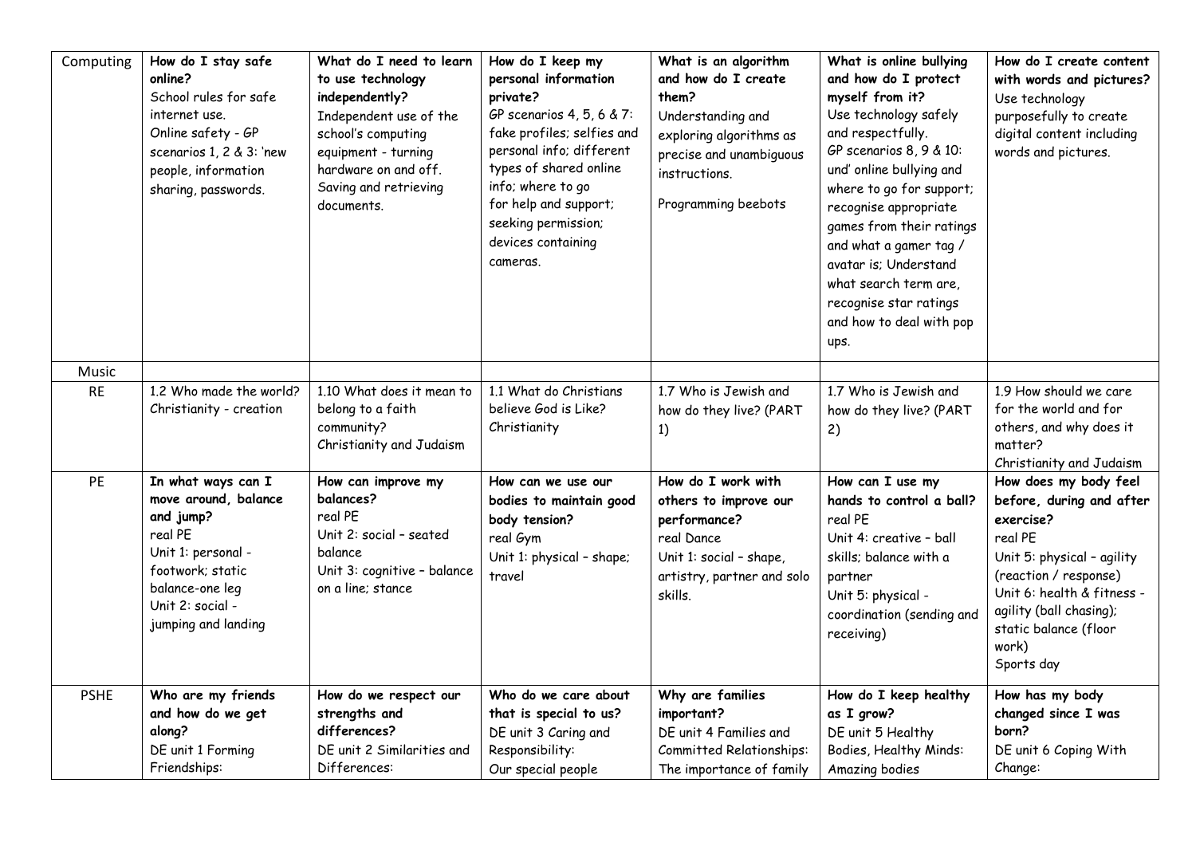| Computing | **How do I stay safe online?**<br>School rules for safe internet use.<br>Online safety - GP scenarios 1, 2 & 3: 'new people, information sharing, passwords. | **What do I need to learn to use technology independently?**<br>Independent use of the school's computing equipment - turning hardware on and off.<br>Saving and retrieving documents. | **How do I keep my personal information private?**<br>GP scenarios 4, 5, 6 & 7: fake profiles; selfies and personal info; different types of shared online info; where to go for help and support; seeking permission; devices containing cameras. | **What is an algorithm and how do I create them?**<br>Understanding and exploring algorithms as precise and unambiguous instructions.<br><br>Programming beebots | **What is online bullying and how do I protect myself from it?**<br>Use technology safely and respectfully.<br>GP scenarios 8, 9 & 10: und' online bullying and where to go for support; recognise appropriate games from their ratings and what a gamer tag / avatar is; Understand what search term are, recognise star ratings and how to deal with pop ups. | **How do I create content with words and pictures?**<br>Use technology purposefully to create digital content including words and pictures. |
|---|---|---|---|---|---|---|
| Music | | | | | | |
| RE | 1.2 Who made the world?<br>Christianity - creation | 1.10 What does it mean to belong to a faith community?<br>Christianity and Judaism | 1.1 What do Christians believe God is Like?<br>Christianity | 1.7 Who is Jewish and how do they live? (PART 1) | 1.7 Who is Jewish and how do they live? (PART 2) | 1.9 How should we care for the world and for others, and why does it matter?<br>Christianity and Judaism |
| PE | **In what ways can I move around, balance and jump?**<br>real PE<br>Unit 1: personal - footwork; static balance-one leg<br>Unit 2: social - jumping and landing | **How can improve my balances?**<br>real PE<br>Unit 2: social – seated balance<br>Unit 3: cognitive – balance on a line; stance | **How can we use our bodies to maintain good body tension?**<br>real Gym<br>Unit 1: physical – shape; travel | **How do I work with others to improve our performance?**<br>real Dance<br>Unit 1: social – shape, artistry, partner and solo skills. | **How can I use my hands to control a ball?**<br>real PE<br>Unit 4: creative – ball skills; balance with a partner<br>Unit 5: physical - coordination (sending and receiving) | **How does my body feel before, during and after exercise?**<br>real PE<br>Unit 5: physical – agility (reaction / response)<br>Unit 6: health & fitness - agility (ball chasing); static balance (floor work)<br>Sports day |
| PSHE | **Who are my friends and how do we get along?**<br>DE unit 1 Forming Friendships: | **How do we respect our strengths and differences?**<br>DE unit 2 Similarities and Differences: | **Who do we care about that is special to us?**<br>DE unit 3 Caring and Responsibility:<br>Our special people | **Why are families important?**<br>DE unit 4 Families and Committed Relationships:<br>The importance of family | **How do I keep healthy as I grow?**<br>DE unit 5 Healthy Bodies, Healthy Minds:<br>Amazing bodies | **How has my body changed since I was born?**<br>DE unit 6 Coping With Change: |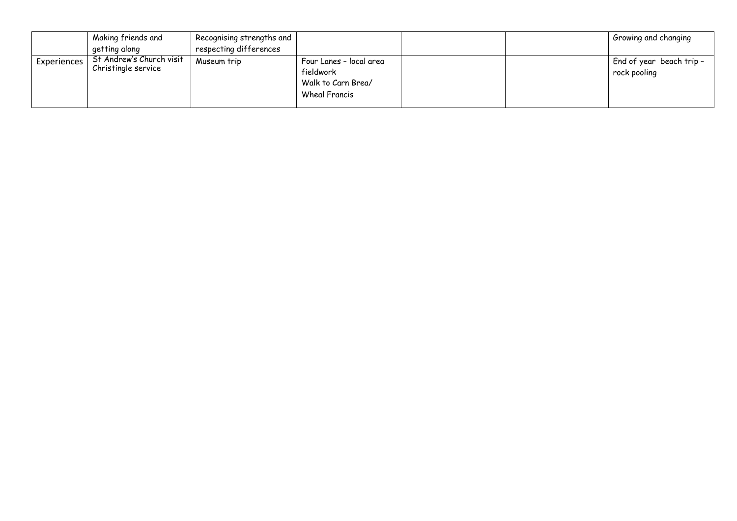| | | | | | | |
|---|---|---|---|---|---|---|
| | Making friends and getting along | Recognising strengths and respecting differences | | | | Growing and changing |
| Experiences | St Andrew's Church visit<br>Christingle service | Museum trip | Four Lanes – local area fieldwork<br>Walk to Carn Brea/ Wheal Francis | | | End of year beach trip – rock pooling |